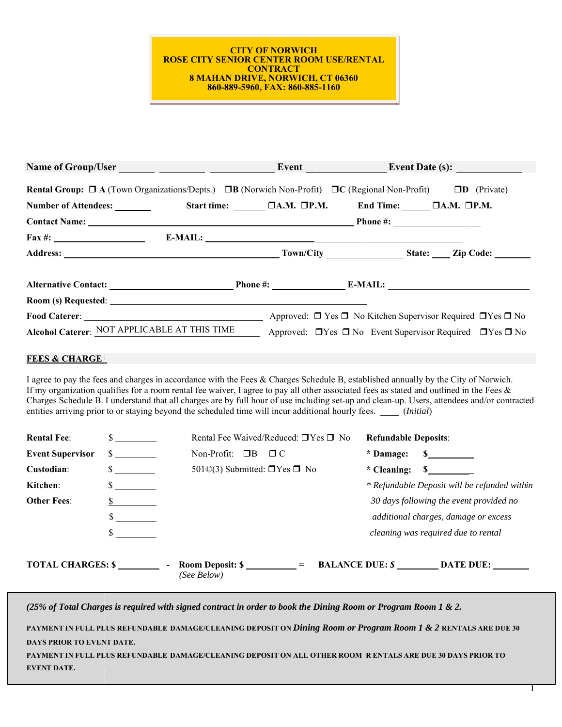# CITY OF NORWICH
## ROSE CITY SENIOR CENTER ROOM USE/RENTAL CONTRACT
**8 MAHAN DRIVE, NORWICH, CT 06360**
**860-889-5960, FAX: 860-885-1160**

**Name of Group/User** ______________________ **Event** ______________ **Event Date (s):** ____________

**Rental Group:** ❒ **A** (Town Organizations/Depts.) ❒**B** (Norwich Non-Profit) ❒**C** (Regional Non-Profit) ❒**D** (Private)

**Number of Attendees:** _______ **Start time:** _______ ❒A.M. ❒P.M. **End Time:** ______ ❒A.M. ❒P.M.

**Contact Name:** __________________________________________ **Phone #:** ________________

**Fax #:** __________________ **E-MAIL:** ______________________________________

**Address:** ______________________________________ **Town/City** _______________ **State:** ____ **Zip Code:** _______

**Alternative Contact:** _______________________ **Phone #:** ______________ **E-MAIL:** ___________________________

**Room (s) Requested**: ______________________________________________

**Food Caterer**: ________________________________ Approved: ❒ Yes ❒ No Kitchen Supervisor Required ❒Yes ❒ No

**Alcohol Caterer**: NOT APPLICABLE AT THIS TIME Approved: ❒Yes ❒ No Event Supervisor Required ❒Yes ❒ No

**FEES & CHARGE**

I agree to pay the fees and charges in accordance with the Fees & Charges Schedule B, established annually by the City of Norwich. If my organization qualifies for a room rental fee waiver, I agree to pay all other associated fees as stated and outlined in the Fees & Charges Schedule B. I understand that all charges are by full hour of use including set-up and clean-up. Users, attendees and/or contracted entities arriving prior to or staying beyond the scheduled time will incur additional hourly fees. ____ (*Initial*)

| | | | |
|---|---|---|---|
| **Rental Fee**: | $ ________ | Rental Fee Waived/Reduced: ❒Yes ❒ No | **Refundable Deposits**: |
| **Event Supervisor** | $ ________ | Non-Profit: ❒B ❒ C | **\* Damage: $**________ |
| **Custodian**: | $ ________ | 501©(3) Submitted: ❒Yes ❒ No | **\* Cleaning: $**________ |
| **Kitchen**: | $ ________ | | *\* Refundable Deposit will be refunded within 30 days following the event provided no additional charges, damage or excess cleaning was required due to rental* |
| **Other Fees**: | $ ________ | | |
| | $ ________ | | |
| | $ ________ | | |

**TOTAL CHARGES: $** ________ - **Room Deposit: $** __________ = **BALANCE DUE: $** ________ **DATE DUE:** _______
*(See Below)*

*(25% of Total Charges is required with signed contract in order to book the Dining Room or Program Room 1 & 2.*

**PAYMENT IN FULL PLUS REFUNDABLE DAMAGE/CLEANING DEPOSIT ON *Dining Room or Program Room 1 & 2* RENTALS ARE DUE 30 DAYS PRIOR TO EVENT DATE.**

**PAYMENT IN FULL PLUS REFUNDABLE DAMAGE/CLEANING DEPOSIT ON ALL OTHER ROOM R ENTALS ARE DUE 30 DAYS PRIOR TO EVENT DATE.**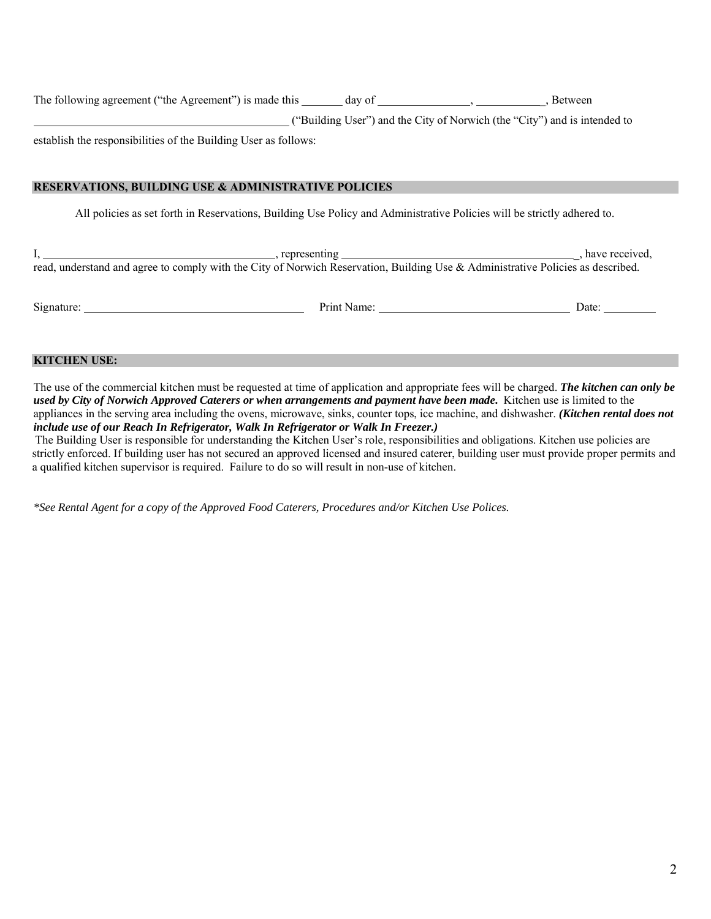The following agreement ("the Agreement") is made this _______ day of ________________, ____________, Between ______________________________________________ ("Building User") and the City of Norwich (the "City") and is intended to establish the responsibilities of the Building User as follows:

## RESERVATIONS, BUILDING USE & ADMINISTRATIVE POLICIES

All policies as set forth in Reservations, Building Use Policy and Administrative Policies will be strictly adhered to.

I, _________________________________________, representing __________________________________________, have received, read, understand and agree to comply with the City of Norwich Reservation, Building Use & Administrative Policies as described.

Signature: _______________________________________ Print Name: ___________________________________ Date: _________

## KITCHEN USE:

The use of the commercial kitchen must be requested at time of application and appropriate fees will be charged. ***The kitchen can only be used by City of Norwich Approved Caterers or when arrangements and payment have been made.*** Kitchen use is limited to the appliances in the serving area including the ovens, microwave, sinks, counter tops, ice machine, and dishwasher. ***(Kitchen rental does not include use of our Reach In Refrigerator, Walk In Refrigerator or Walk In Freezer.)***

The Building User is responsible for understanding the Kitchen User's role, responsibilities and obligations. Kitchen use policies are strictly enforced. If building user has not secured an approved licensed and insured caterer, building user must provide proper permits and a qualified kitchen supervisor is required. Failure to do so will result in non-use of kitchen.

*\*See Rental Agent for a copy of the Approved Food Caterers, Procedures and/or Kitchen Use Polices.*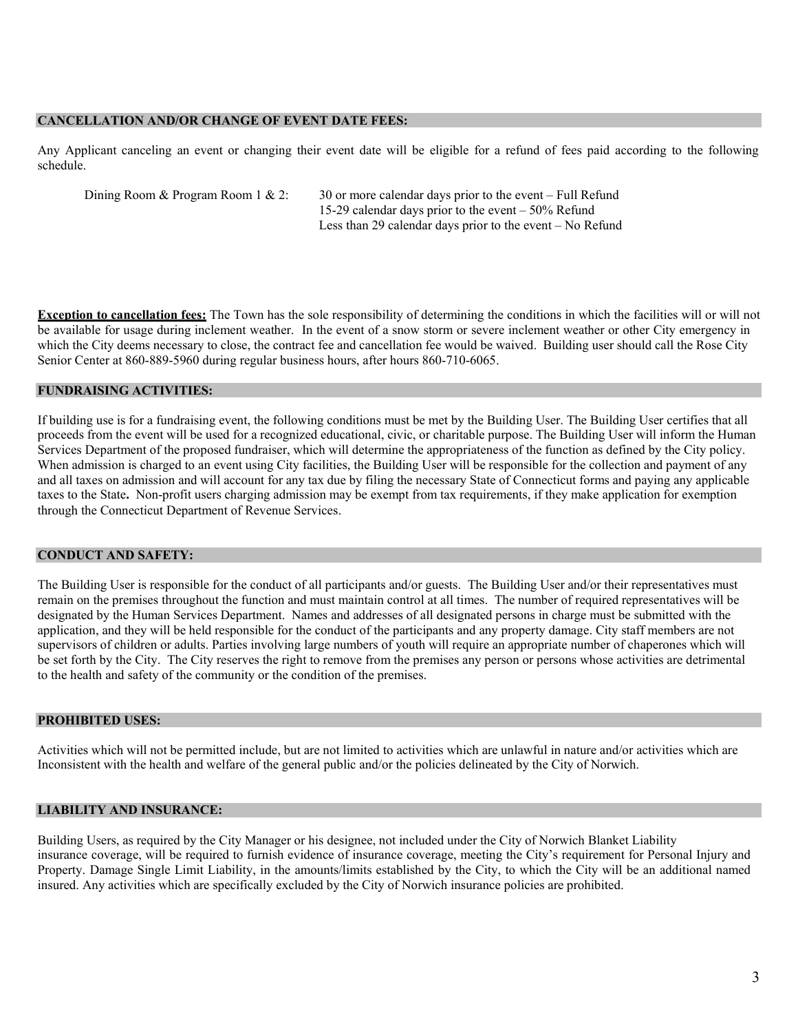## CANCELLATION AND/OR CHANGE OF EVENT DATE FEES:

Any Applicant canceling an event or changing their event date will be eligible for a refund of fees paid according to the following schedule.

Dining Room & Program Room 1 & 2:

- 30 or more calendar days prior to the event – Full Refund
- 15-29 calendar days prior to the event – 50% Refund
- Less than 29 calendar days prior to the event – No Refund

**Exception to cancellation fees:** The Town has the sole responsibility of determining the conditions in which the facilities will or will not be available for usage during inclement weather. In the event of a snow storm or severe inclement weather or other City emergency in which the City deems necessary to close, the contract fee and cancellation fee would be waived. Building user should call the Rose City Senior Center at 860-889-5960 during regular business hours, after hours 860-710-6065.

## FUNDRAISING ACTIVITIES:

If building use is for a fundraising event, the following conditions must be met by the Building User. The Building User certifies that all proceeds from the event will be used for a recognized educational, civic, or charitable purpose. The Building User will inform the Human Services Department of the proposed fundraiser, which will determine the appropriateness of the function as defined by the City policy. When admission is charged to an event using City facilities, the Building User will be responsible for the collection and payment of any and all taxes on admission and will account for any tax due by filing the necessary State of Connecticut forms and paying any applicable taxes to the State**.** Non-profit users charging admission may be exempt from tax requirements, if they make application for exemption through the Connecticut Department of Revenue Services.

## CONDUCT AND SAFETY:

The Building User is responsible for the conduct of all participants and/or guests. The Building User and/or their representatives must remain on the premises throughout the function and must maintain control at all times. The number of required representatives will be designated by the Human Services Department. Names and addresses of all designated persons in charge must be submitted with the application, and they will be held responsible for the conduct of the participants and any property damage. City staff members are not supervisors of children or adults. Parties involving large numbers of youth will require an appropriate number of chaperones which will be set forth by the City. The City reserves the right to remove from the premises any person or persons whose activities are detrimental to the health and safety of the community or the condition of the premises.

## PROHIBITED USES:

Activities which will not be permitted include, but are not limited to activities which are unlawful in nature and/or activities which are Inconsistent with the health and welfare of the general public and/or the policies delineated by the City of Norwich.

## LIABILITY AND INSURANCE:

Building Users, as required by the City Manager or his designee, not included under the City of Norwich Blanket Liability insurance coverage, will be required to furnish evidence of insurance coverage, meeting the City's requirement for Personal Injury and Property. Damage Single Limit Liability, in the amounts/limits established by the City, to which the City will be an additional named insured. Any activities which are specifically excluded by the City of Norwich insurance policies are prohibited.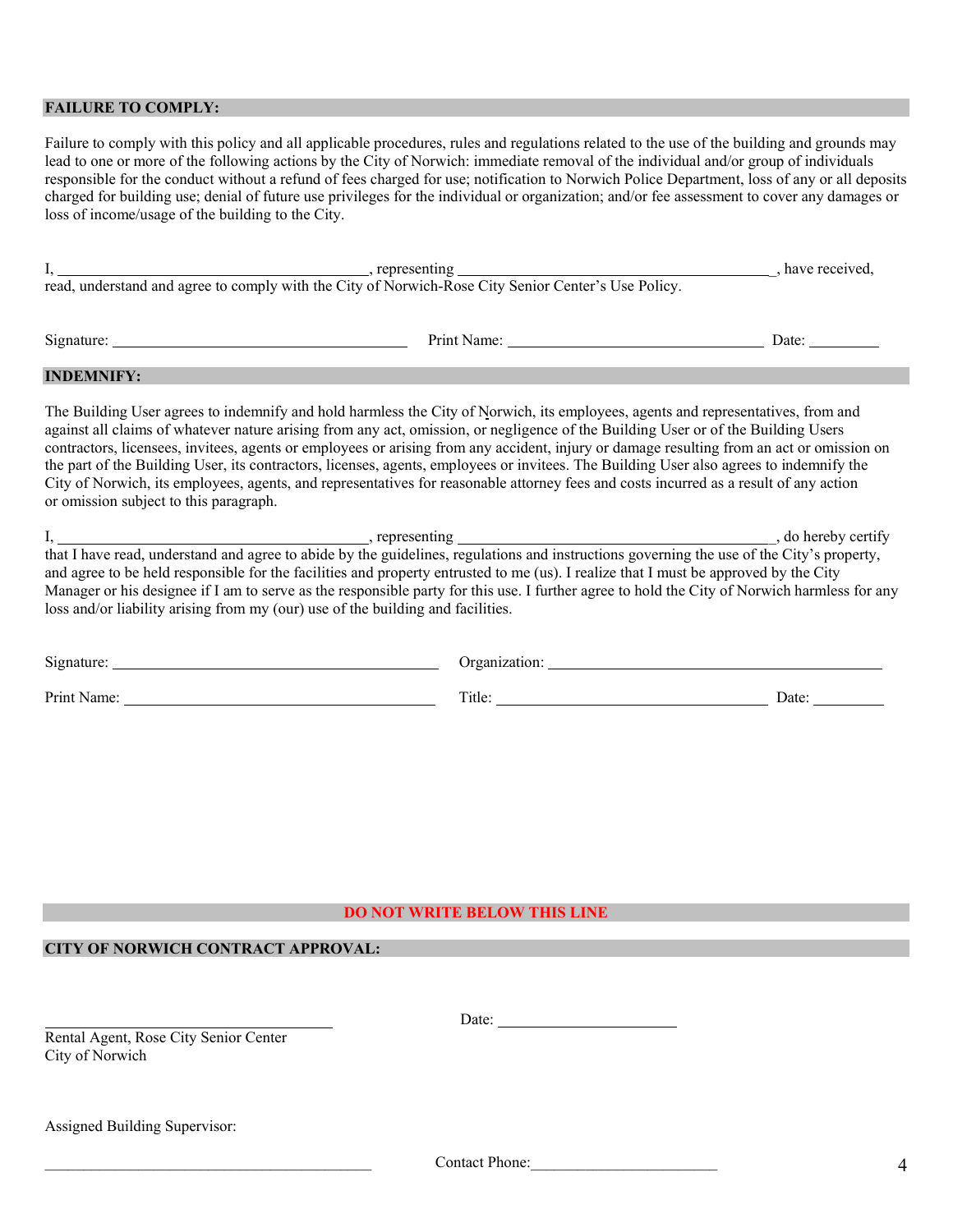**FAILURE TO COMPLY:**

Failure to comply with this policy and all applicable procedures, rules and regulations related to the use of the building and grounds may lead to one or more of the following actions by the City of Norwich: immediate removal of the individual and/or group of individuals responsible for the conduct without a refund of fees charged for use; notification to Norwich Police Department, loss of any or all deposits charged for building use; denial of future use privileges for the individual or organization; and/or fee assessment to cover any damages or loss of income/usage of the building to the City.

I, ________________________________________, representing ________________________________________, have received, read, understand and agree to comply with the City of Norwich-Rose City Senior Center's Use Policy.

Signature: ______________________________ Print Name: ______________________________ Date: __________

**INDEMNIFY:**

The Building User agrees to indemnify and hold harmless the City of Norwich, its employees, agents and representatives, from and against all claims of whatever nature arising from any act, omission, or negligence of the Building User or of the Building Users contractors, licensees, invitees, agents or employees or arising from any accident, injury or damage resulting from an act or omission on the part of the Building User, its contractors, licenses, agents, employees or invitees. The Building User also agrees to indemnify the City of Norwich, its employees, agents, and representatives for reasonable attorney fees and costs incurred as a result of any action or omission subject to this paragraph.

I, ________________________________________, representing ________________________________________, do hereby certify that I have read, understand and agree to abide by the guidelines, regulations and instructions governing the use of the City's property, and agree to be held responsible for the facilities and property entrusted to me (us). I realize that I must be approved by the City Manager or his designee if I am to serve as the responsible party for this use. I further agree to hold the City of Norwich harmless for any loss and/or liability arising from my (our) use of the building and facilities.

Signature: ______________________________ Organization: ______________________________

Print Name: ______________________________ Title: ______________________________ Date: __________

**DO NOT WRITE BELOW THIS LINE**

**CITY OF NORWICH CONTRACT APPROVAL:**

______________________________ Date: ______________________

Rental Agent, Rose City Senior Center
City of Norwich

Assigned Building Supervisor:

______________________________ Contact Phone: ______________________